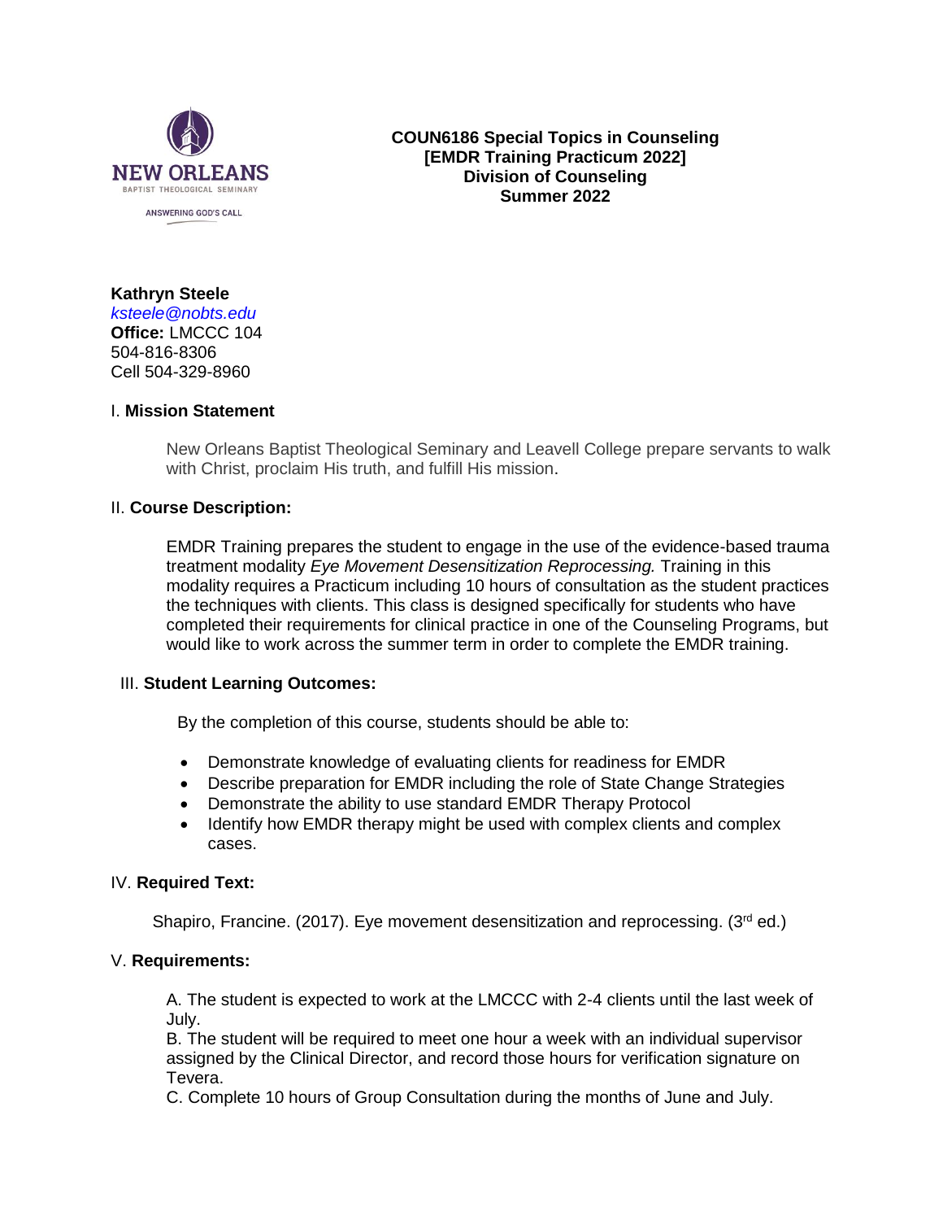NEW ORLEANS
BAPTIST THEOLOGICAL SEMINARY
ANSWERING GOD'S CALL

**COUN6186 Special Topics in Counseling**
**[EMDR Training Practicum 2022]**
**Division of Counseling**
**Summer 2022**

**Kathryn Steele**
*ksteele@nobts.edu*
**Office:** LMCCC 104
504-816-8306
Cell 504-329-8960

## I. Mission Statement

New Orleans Baptist Theological Seminary and Leavell College prepare servants to walk with Christ, proclaim His truth, and fulfill His mission.

## II. Course Description:

EMDR Training prepares the student to engage in the use of the evidence-based trauma treatment modality *Eye Movement Desensitization Reprocessing.* Training in this modality requires a Practicum including 10 hours of consultation as the student practices the techniques with clients. This class is designed specifically for students who have completed their requirements for clinical practice in one of the Counseling Programs, but would like to work across the summer term in order to complete the EMDR training.

## III. Student Learning Outcomes:

By the completion of this course, students should be able to:

- Demonstrate knowledge of evaluating clients for readiness for EMDR
- Describe preparation for EMDR including the role of State Change Strategies
- Demonstrate the ability to use standard EMDR Therapy Protocol
- Identify how EMDR therapy might be used with complex clients and complex cases.

## IV. Required Text:

Shapiro, Francine. (2017). Eye movement desensitization and reprocessing. (3rd ed.)

## V. Requirements:

A. The student is expected to work at the LMCCC with 2-4 clients until the last week of July.
B. The student will be required to meet one hour a week with an individual supervisor assigned by the Clinical Director, and record those hours for verification signature on Tevera.
C. Complete 10 hours of Group Consultation during the months of June and July.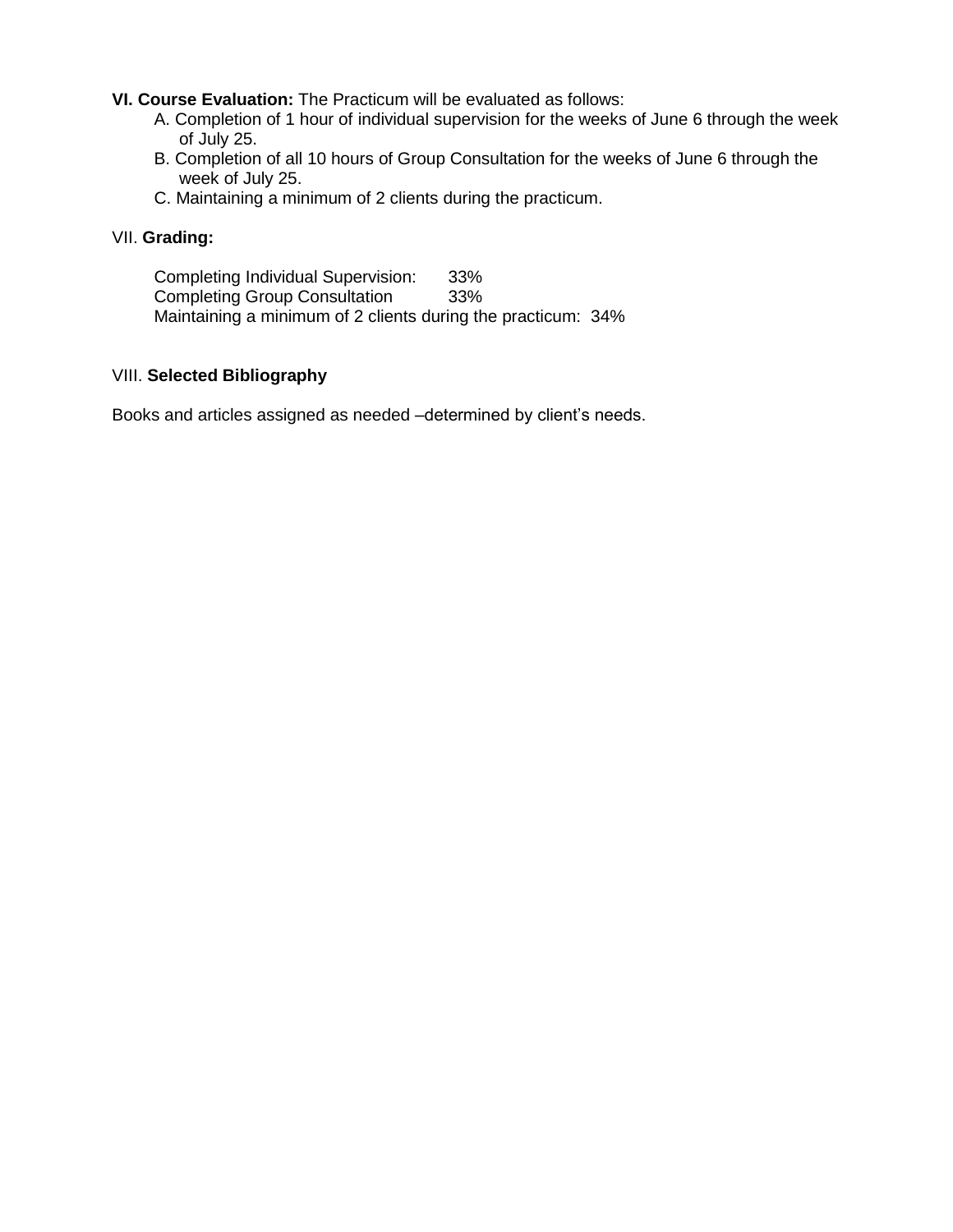**VI. Course Evaluation:** The Practicum will be evaluated as follows:

A. Completion of 1 hour of individual supervision for the weeks of June 6 through the week of July 25.

B. Completion of all 10 hours of Group Consultation for the weeks of June 6 through the week of July 25.

C. Maintaining a minimum of 2 clients during the practicum.

VII. **Grading:**

Completing Individual Supervision: 33%
Completing Group Consultation 33%
Maintaining a minimum of 2 clients during the practicum: 34%

VIII. **Selected Bibliography**

Books and articles assigned as needed –determined by client's needs.